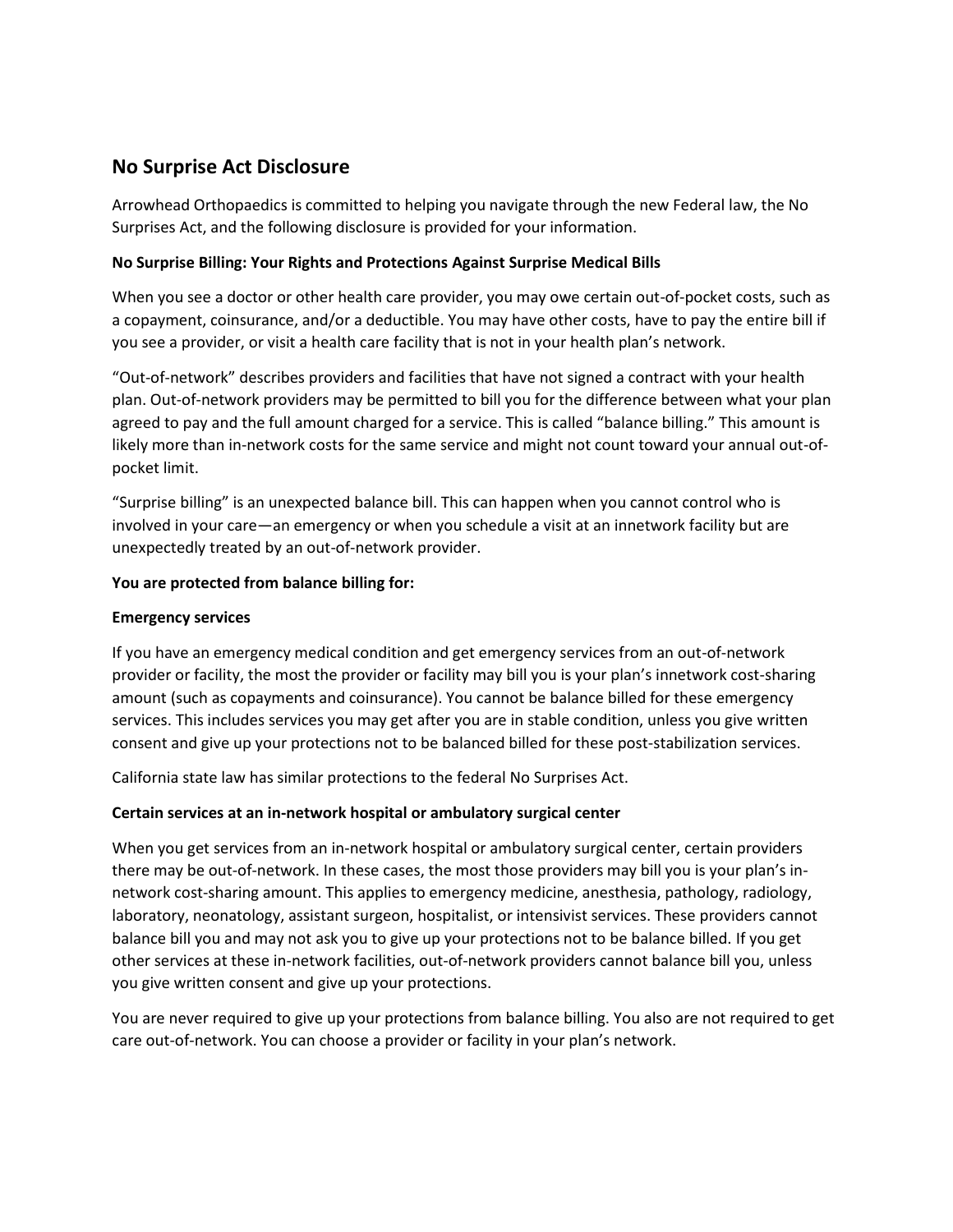## No Surprise Act Disclosure

Arrowhead Orthopaedics is committed to helping you navigate through the new Federal law, the No Surprises Act, and the following disclosure is provided for your information.

**No Surprise Billing: Your Rights and Protections Against Surprise Medical Bills**

When you see a doctor or other health care provider, you may owe certain out-of-pocket costs, such as a copayment, coinsurance, and/or a deductible. You may have other costs, have to pay the entire bill if you see a provider, or visit a health care facility that is not in your health plan's network.

"Out-of-network" describes providers and facilities that have not signed a contract with your health plan. Out-of-network providers may be permitted to bill you for the difference between what your plan agreed to pay and the full amount charged for a service. This is called "balance billing." This amount is likely more than in-network costs for the same service and might not count toward your annual out-of-pocket limit.

"Surprise billing" is an unexpected balance bill. This can happen when you cannot control who is involved in your care—an emergency or when you schedule a visit at an innetwork facility but are unexpectedly treated by an out-of-network provider.

**You are protected from balance billing for:**

**Emergency services**

If you have an emergency medical condition and get emergency services from an out-of-network provider or facility, the most the provider or facility may bill you is your plan's innetwork cost-sharing amount (such as copayments and coinsurance). You cannot be balance billed for these emergency services. This includes services you may get after you are in stable condition, unless you give written consent and give up your protections not to be balanced billed for these post-stabilization services.

California state law has similar protections to the federal No Surprises Act.

**Certain services at an in-network hospital or ambulatory surgical center**

When you get services from an in-network hospital or ambulatory surgical center, certain providers there may be out-of-network. In these cases, the most those providers may bill you is your plan's in-network cost-sharing amount. This applies to emergency medicine, anesthesia, pathology, radiology, laboratory, neonatology, assistant surgeon, hospitalist, or intensivist services. These providers cannot balance bill you and may not ask you to give up your protections not to be balance billed. If you get other services at these in-network facilities, out-of-network providers cannot balance bill you, unless you give written consent and give up your protections.

You are never required to give up your protections from balance billing. You also are not required to get care out-of-network. You can choose a provider or facility in your plan's network.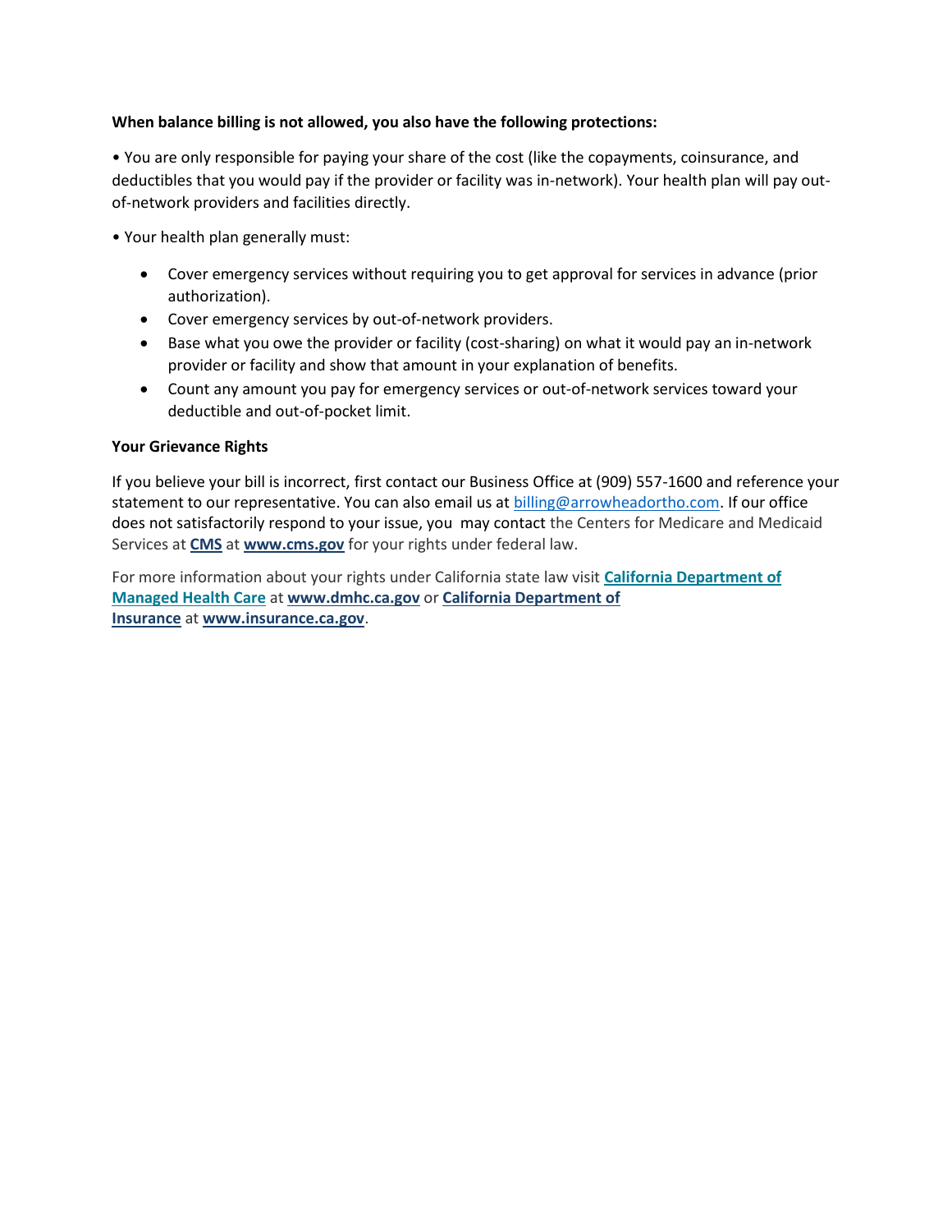**When balance billing is not allowed, you also have the following protections:**

• You are only responsible for paying your share of the cost (like the copayments, coinsurance, and deductibles that you would pay if the provider or facility was in-network). Your health plan will pay out-of-network providers and facilities directly.

• Your health plan generally must:

- Cover emergency services without requiring you to get approval for services in advance (prior authorization).
- Cover emergency services by out-of-network providers.
- Base what you owe the provider or facility (cost-sharing) on what it would pay an in-network provider or facility and show that amount in your explanation of benefits.
- Count any amount you pay for emergency services or out-of-network services toward your deductible and out-of-pocket limit.

**Your Grievance Rights**

If you believe your bill is incorrect, first contact our Business Office at (909) 557-1600 and reference your statement to our representative. You can also email us at billing@arrowheadortho.com. If our office does not satisfactorily respond to your issue, you may contact the Centers for Medicare and Medicaid Services at **CMS** at **www.cms.gov** for your rights under federal law.

For more information about your rights under California state law visit **California Department of Managed Health Care** at **www.dmhc.ca.gov** or **California Department of Insurance** at **www.insurance.ca.gov**.